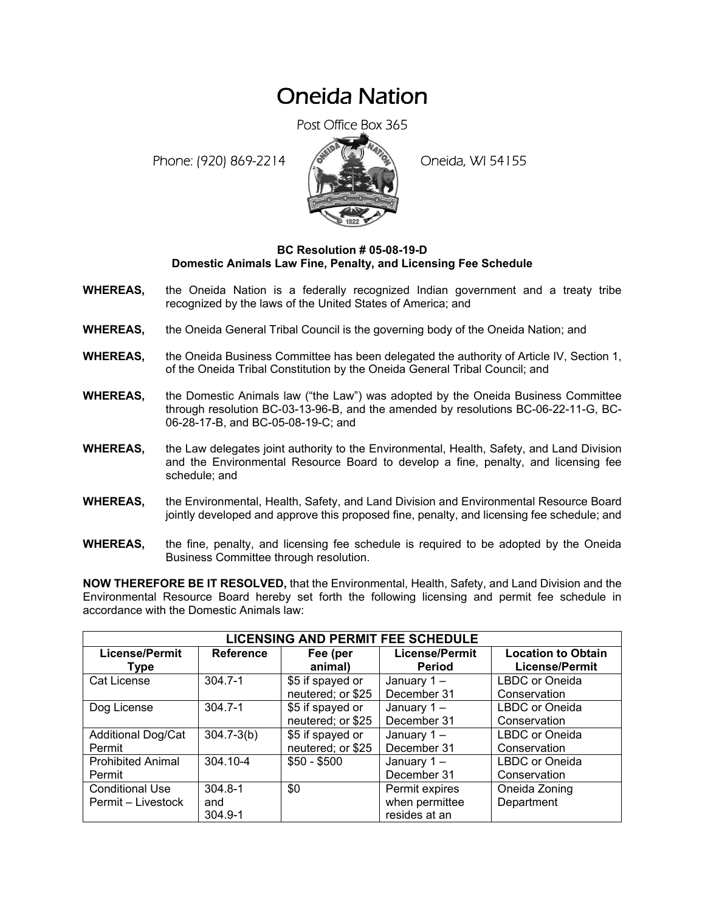# Oneida Nation

Post Office Box 365

Phone: (920) 869-2214 Oneida, WI 54155

**BC Resolution # 05-08-19-D**
**Domestic Animals Law Fine, Penalty, and Licensing Fee Schedule**

**WHEREAS,** the Oneida Nation is a federally recognized Indian government and a treaty tribe recognized by the laws of the United States of America; and

**WHEREAS,** the Oneida General Tribal Council is the governing body of the Oneida Nation; and

**WHEREAS,** the Oneida Business Committee has been delegated the authority of Article IV, Section 1, of the Oneida Tribal Constitution by the Oneida General Tribal Council; and

**WHEREAS,** the Domestic Animals law ("the Law") was adopted by the Oneida Business Committee through resolution BC-03-13-96-B, and the amended by resolutions BC-06-22-11-G, BC-06-28-17-B, and BC-05-08-19-C; and

**WHEREAS,** the Law delegates joint authority to the Environmental, Health, Safety, and Land Division and the Environmental Resource Board to develop a fine, penalty, and licensing fee schedule; and

**WHEREAS,** the Environmental, Health, Safety, and Land Division and Environmental Resource Board jointly developed and approve this proposed fine, penalty, and licensing fee schedule; and

**WHEREAS,** the fine, penalty, and licensing fee schedule is required to be adopted by the Oneida Business Committee through resolution.

**NOW THEREFORE BE IT RESOLVED,** that the Environmental, Health, Safety, and Land Division and the Environmental Resource Board hereby set forth the following licensing and permit fee schedule in accordance with the Domestic Animals law:

| **LICENSING AND PERMIT FEE SCHEDULE** | | | | |
|---|---|---|---|---|
| **License/Permit Type** | **Reference** | **Fee (per animal)** | **License/Permit Period** | **Location to Obtain License/Permit** |
| Cat License | 304.7-1 | $5 if spayed or neutered; or $25 | January 1 – December 31 | LBDC or Oneida Conservation |
| Dog License | 304.7-1 | $5 if spayed or neutered; or $25 | January 1 – December 31 | LBDC or Oneida Conservation |
| Additional Dog/Cat Permit | 304.7-3(b) | $5 if spayed or neutered; or $25 | January 1 – December 31 | LBDC or Oneida Conservation |
| Prohibited Animal Permit | 304.10-4 | $50 - $500 | January 1 – December 31 | LBDC or Oneida Conservation |
| Conditional Use Permit – Livestock | 304.8-1 and 304.9-1 | $0 | Permit expires when permittee resides at an | Oneida Zoning Department |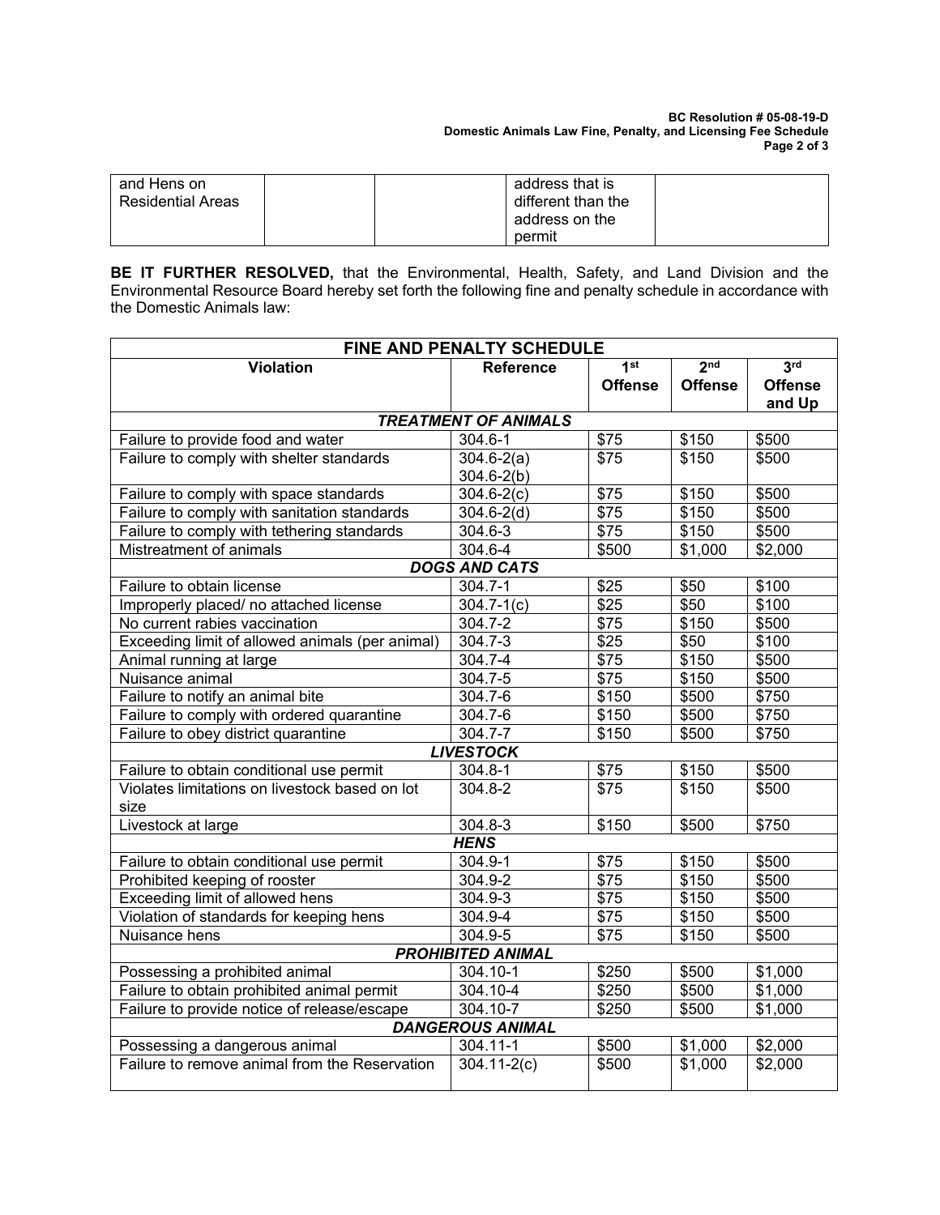| and Hens on Residential Areas | | | address that is different than the address on the permit | |
|---|---|---|---|---|

**BE IT FURTHER RESOLVED,** that the Environmental, Health, Safety, and Land Division and the Environmental Resource Board hereby set forth the following fine and penalty schedule in accordance with the Domestic Animals law:

| FINE AND PENALTY SCHEDULE | | | | |
|---|---|---|---|---|
| **Violation** | **Reference** | **1st Offense** | **2nd Offense** | **3rd Offense and Up** |
| ***TREATMENT OF ANIMALS*** | | | | |
| Failure to provide food and water | 304.6-1 | $75 | $150 | $500 |
| Failure to comply with shelter standards | 304.6-2(a) 304.6-2(b) | $75 | $150 | $500 |
| Failure to comply with space standards | 304.6-2(c) | $75 | $150 | $500 |
| Failure to comply with sanitation standards | 304.6-2(d) | $75 | $150 | $500 |
| Failure to comply with tethering standards | 304.6-3 | $75 | $150 | $500 |
| Mistreatment of animals | 304.6-4 | $500 | $1,000 | $2,000 |
| ***DOGS AND CATS*** | | | | |
| Failure to obtain license | 304.7-1 | $25 | $50 | $100 |
| Improperly placed/ no attached license | 304.7-1(c) | $25 | $50 | $100 |
| No current rabies vaccination | 304.7-2 | $75 | $150 | $500 |
| Exceeding limit of allowed animals (per animal) | 304.7-3 | $25 | $50 | $100 |
| Animal running at large | 304.7-4 | $75 | $150 | $500 |
| Nuisance animal | 304.7-5 | $75 | $150 | $500 |
| Failure to notify an animal bite | 304.7-6 | $150 | $500 | $750 |
| Failure to comply with ordered quarantine | 304.7-6 | $150 | $500 | $750 |
| Failure to obey district quarantine | 304.7-7 | $150 | $500 | $750 |
| ***LIVESTOCK*** | | | | |
| Failure to obtain conditional use permit | 304.8-1 | $75 | $150 | $500 |
| Violates limitations on livestock based on lot size | 304.8-2 | $75 | $150 | $500 |
| Livestock at large | 304.8-3 | $150 | $500 | $750 |
| ***HENS*** | | | | |
| Failure to obtain conditional use permit | 304.9-1 | $75 | $150 | $500 |
| Prohibited keeping of rooster | 304.9-2 | $75 | $150 | $500 |
| Exceeding limit of allowed hens | 304.9-3 | $75 | $150 | $500 |
| Violation of standards for keeping hens | 304.9-4 | $75 | $150 | $500 |
| Nuisance hens | 304.9-5 | $75 | $150 | $500 |
| ***PROHIBITED ANIMAL*** | | | | |
| Possessing a prohibited animal | 304.10-1 | $250 | $500 | $1,000 |
| Failure to obtain prohibited animal permit | 304.10-4 | $250 | $500 | $1,000 |
| Failure to provide notice of release/escape | 304.10-7 | $250 | $500 | $1,000 |
| ***DANGEROUS ANIMAL*** | | | | |
| Possessing a dangerous animal | 304.11-1 | $500 | $1,000 | $2,000 |
| Failure to remove animal from the Reservation | 304.11-2(c) | $500 | $1,000 | $2,000 |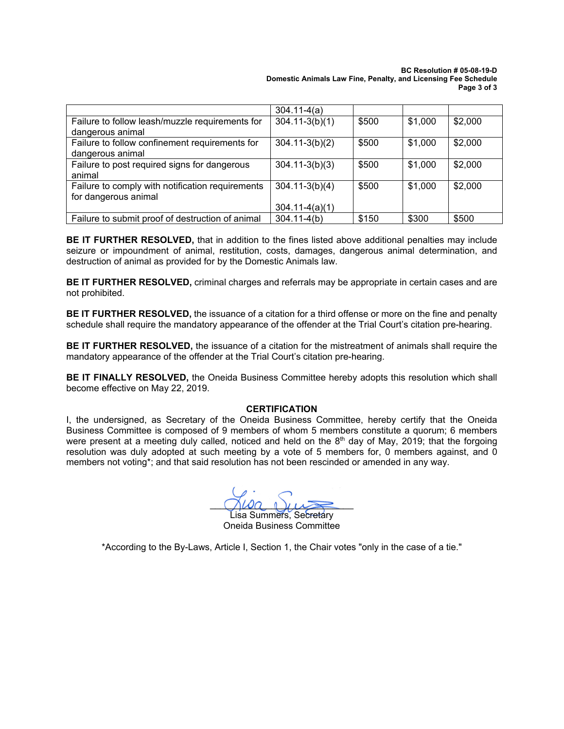| | | | | |
|---|---|---|---|---|
| | 304.11-4(a) | | | |
| Failure to follow leash/muzzle requirements for dangerous animal | 304.11-3(b)(1) | $500 | $1,000 | $2,000 |
| Failure to follow confinement requirements for dangerous animal | 304.11-3(b)(2) | $500 | $1,000 | $2,000 |
| Failure to post required signs for dangerous animal | 304.11-3(b)(3) | $500 | $1,000 | $2,000 |
| Failure to comply with notification requirements for dangerous animal | 304.11-3(b)(4) 304.11-4(a)(1) | $500 | $1,000 | $2,000 |
| Failure to submit proof of destruction of animal | 304.11-4(b) | $150 | $300 | $500 |

**BE IT FURTHER RESOLVED,** that in addition to the fines listed above additional penalties may include seizure or impoundment of animal, restitution, costs, damages, dangerous animal determination, and destruction of animal as provided for by the Domestic Animals law.

**BE IT FURTHER RESOLVED,** criminal charges and referrals may be appropriate in certain cases and are not prohibited.

**BE IT FURTHER RESOLVED,** the issuance of a citation for a third offense or more on the fine and penalty schedule shall require the mandatory appearance of the offender at the Trial Court's citation pre-hearing.

**BE IT FURTHER RESOLVED,** the issuance of a citation for the mistreatment of animals shall require the mandatory appearance of the offender at the Trial Court's citation pre-hearing.

**BE IT FINALLY RESOLVED,** the Oneida Business Committee hereby adopts this resolution which shall become effective on May 22, 2019.

## CERTIFICATION

I, the undersigned, as Secretary of the Oneida Business Committee, hereby certify that the Oneida Business Committee is composed of 9 members of whom 5 members constitute a quorum; 6 members were present at a meeting duly called, noticed and held on the 8th day of May, 2019; that the forgoing resolution was duly adopted at such meeting by a vote of 5 members for, 0 members against, and 0 members not voting*; and that said resolution has not been rescinded or amended in any way.

Lisa Summers, Secretary
Oneida Business Committee

*According to the By-Laws, Article I, Section 1, the Chair votes "only in the case of a tie."